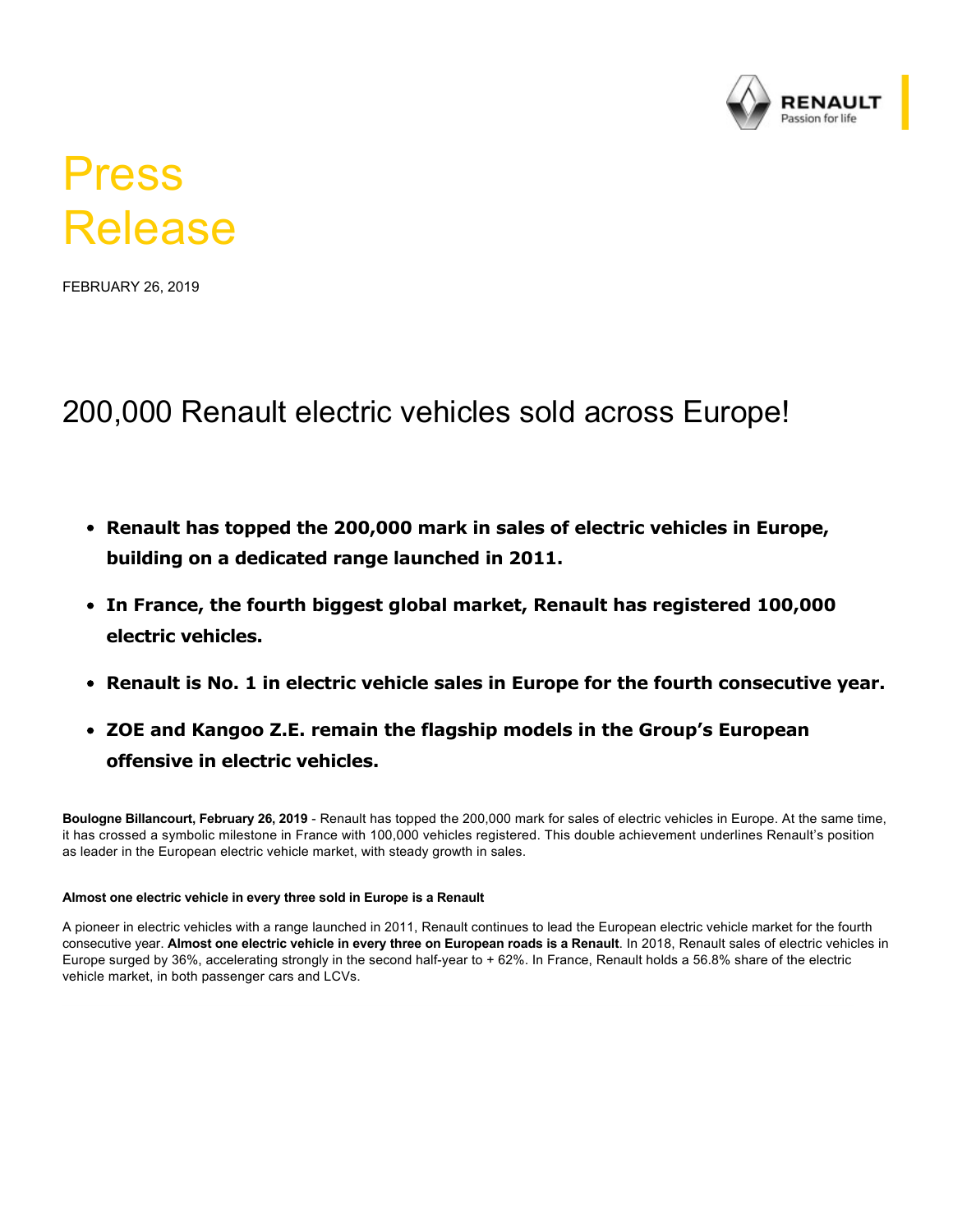# Press Release

FEBRUARY 26, 2019

## 200,000 Renault electric vehicles sold across Europe!

- **Renault has topped the 200,000 mark in sales of electric vehicles in Europe, building on a dedicated range launched in 2011.**
- **In France, the fourth biggest global market, Renault has registered 100,000 electric vehicles.**
- **Renault is No. 1 in electric vehicle sales in Europe for the fourth consecutive year.**
- **ZOE and Kangoo Z.E. remain the flagship models in the Group's European offensive in electric vehicles.**

**Boulogne Billancourt, February 26, 2019** - Renault has topped the 200,000 mark for sales of electric vehicles in Europe. At the same time, it has crossed a symbolic milestone in France with 100,000 vehicles registered. This double achievement underlines Renault's position as leader in the European electric vehicle market, with steady growth in sales.

#### Almost one electric vehicle in every three sold in Europe is a Renault

A pioneer in electric vehicles with a range launched in 2011, Renault continues to lead the European electric vehicle market for the fourth consecutive year. **Almost one electric vehicle in every three on European roads is a Renault**. In 2018, Renault sales of electric vehicles in Europe surged by 36%, accelerating strongly in the second half-year to + 62%. In France, Renault holds a 56.8% share of the electric vehicle market, in both passenger cars and LCVs.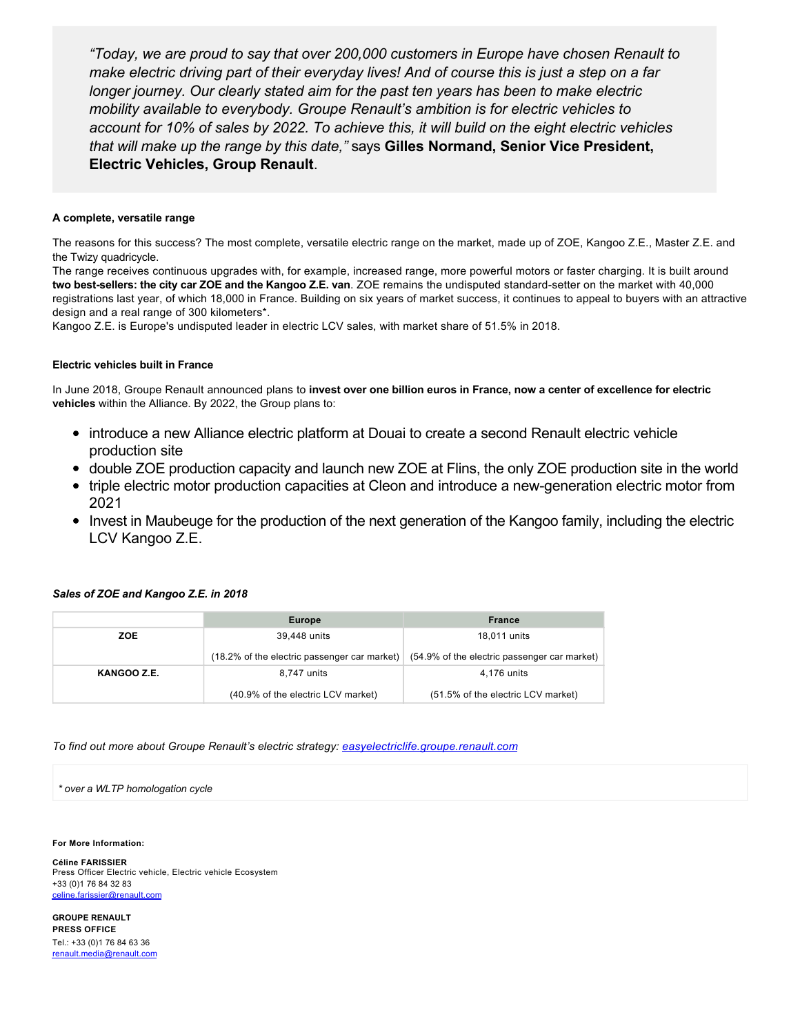*"Today, we are proud to say that over 200,000 customers in Europe have chosen Renault to make electric driving part of their everyday lives! And of course this is just a step on a far longer journey. Our clearly stated aim for the past ten years has been to make electric mobility available to everybody. Groupe Renault's ambition is for electric vehicles to account for 10% of sales by 2022. To achieve this, it will build on the eight electric vehicles that will make up the range by this date,"* says **Gilles Normand, Senior Vice President, Electric Vehicles, Group Renault**.

**A complete, versatile range**

The reasons for this success? The most complete, versatile electric range on the market, made up of ZOE, Kangoo Z.E., Master Z.E. and the Twizy quadricycle.

The range receives continuous upgrades with, for example, increased range, more powerful motors or faster charging. It is built around **two best-sellers: the city car ZOE and the Kangoo Z.E. van**. ZOE remains the undisputed standard-setter on the market with 40,000 registrations last year, of which 18,000 in France. Building on six years of market success, it continues to appeal to buyers with an attractive design and a real range of 300 kilometers*.

Kangoo Z.E. is Europe's undisputed leader in electric LCV sales, with market share of 51.5% in 2018.

**Electric vehicles built in France**

In June 2018, Groupe Renault announced plans to **invest over one billion euros in France, now a center of excellence for electric vehicles** within the Alliance. By 2022, the Group plans to:

- introduce a new Alliance electric platform at Douai to create a second Renault electric vehicle production site
- double ZOE production capacity and launch new ZOE at Flins, the only ZOE production site in the world
- triple electric motor production capacities at Cleon and introduce a new-generation electric motor from 2021
- Invest in Maubeuge for the production of the next generation of the Kangoo family, including the electric LCV Kangoo Z.E.

***Sales of ZOE and Kangoo Z.E. in 2018***

| | Europe | France |
|---|---|---|
| **ZOE** | 39,448 units (18.2% of the electric passenger car market) | 18,011 units (54.9% of the electric passenger car market) |
| **KANGOO Z.E.** | 8,747 units (40.9% of the electric LCV market) | 4,176 units (51.5% of the electric LCV market) |

*To find out more about Groupe Renault's electric strategy: easyelectriclife.groupe.renault.com*

*\* over a WLTP homologation cycle*

**For More Information:**

**Céline FARISSIER**
Press Officer Electric vehicle, Electric vehicle Ecosystem
+33 (0)1 76 84 32 83
celine.farissier@renault.com

**GROUPE RENAULT**
**PRESS OFFICE**
Tel.: +33 (0)1 76 84 63 36
renault.media@renault.com